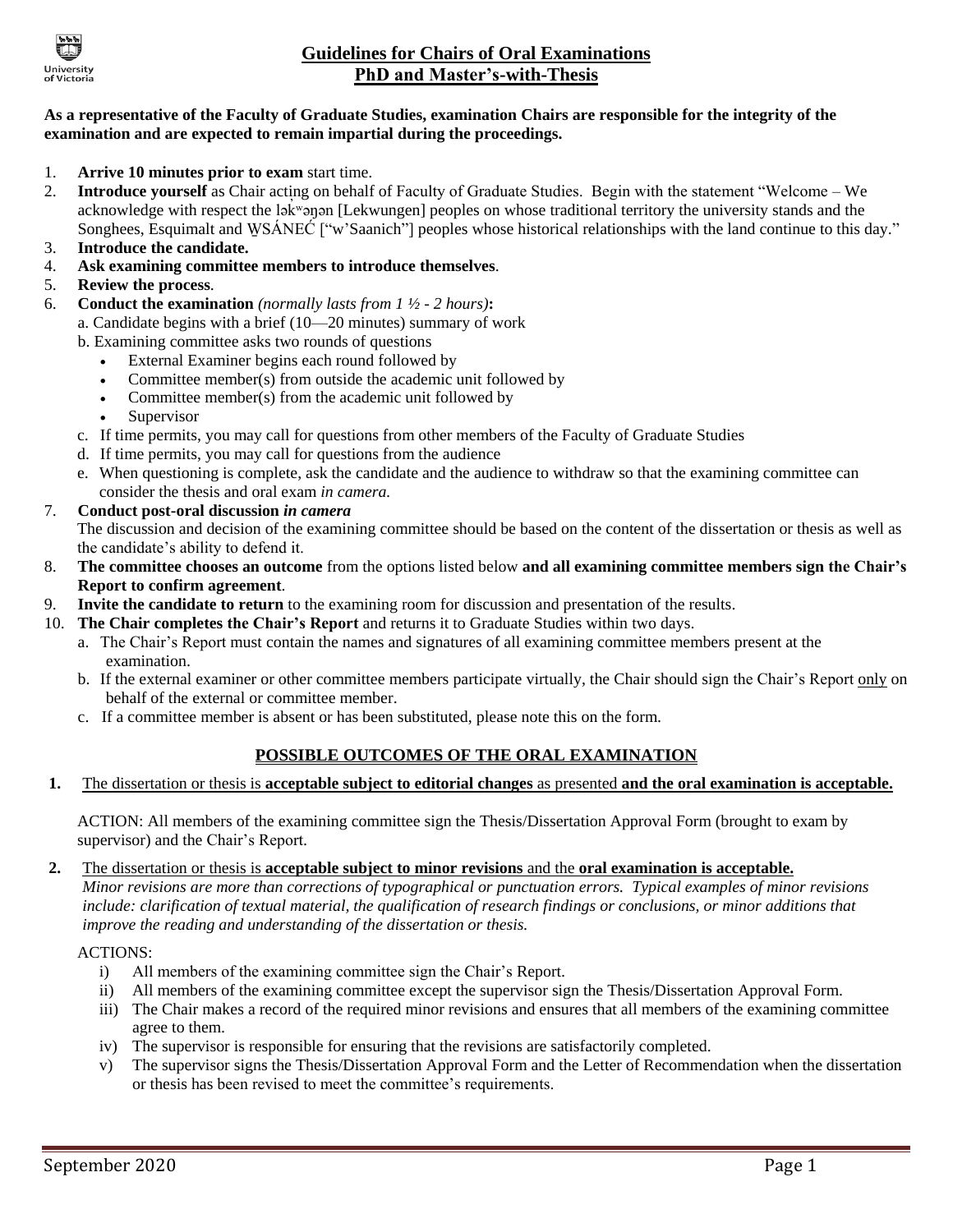# Guidelines for Chairs of Oral Examinations
## PhD and Master's-with-Thesis

**As a representative of the Faculty of Graduate Studies, examination Chairs are responsible for the integrity of the examination and are expected to remain impartial during the proceedings.**

1. **Arrive 10 minutes prior to exam** start time.
2. **Introduce yourself** as Chair acting on behalf of Faculty of Graduate Studies. Begin with the statement "Welcome – We acknowledge with respect the lək̓ʷəŋən [Lekwungen] peoples on whose traditional territory the university stands and the Songhees, Esquimalt and W̱SÁNEĆ ["w'Saanich"] peoples whose historical relationships with the land continue to this day."
3. **Introduce the candidate.**
4. **Ask examining committee members to introduce themselves**.
5. **Review the process**.
6. **Conduct the examination** *(normally lasts from 1 ½ - 2 hours)***:**
   a. Candidate begins with a brief (10—20 minutes) summary of work
   b. Examining committee asks two rounds of questions
      - External Examiner begins each round followed by
      - Committee member(s) from outside the academic unit followed by
      - Committee member(s) from the academic unit followed by
      - Supervisor
   
   c. If time permits, you may call for questions from other members of the Faculty of Graduate Studies
   d. If time permits, you may call for questions from the audience
   e. When questioning is complete, ask the candidate and the audience to withdraw so that the examining committee can consider the thesis and oral exam *in camera.*
7. **Conduct post-oral discussion *in camera***
   The discussion and decision of the examining committee should be based on the content of the dissertation or thesis as well as the candidate's ability to defend it.
8. **The committee chooses an outcome** from the options listed below **and all examining committee members sign the Chair's Report to confirm agreement**.
9. **Invite the candidate to return** to the examining room for discussion and presentation of the results.
10. **The Chair completes the Chair's Report** and returns it to Graduate Studies within two days.
    a. The Chair's Report must contain the names and signatures of all examining committee members present at the examination.
    b. If the external examiner or other committee members participate virtually, the Chair should sign the Chair's Report only on behalf of the external or committee member.
    c. If a committee member is absent or has been substituted, please note this on the form.

## POSSIBLE OUTCOMES OF THE ORAL EXAMINATION

**1.** The dissertation or thesis is **acceptable subject to editorial changes** as presented **and the oral examination is acceptable.**

ACTION: All members of the examining committee sign the Thesis/Dissertation Approval Form (brought to exam by supervisor) and the Chair's Report.

**2.** The dissertation or thesis is **acceptable subject to minor revisions** and the **oral examination is acceptable.**
*Minor revisions are more than corrections of typographical or punctuation errors. Typical examples of minor revisions include: clarification of textual material, the qualification of research findings or conclusions, or minor additions that improve the reading and understanding of the dissertation or thesis.*

ACTIONS:

i) All members of the examining committee sign the Chair's Report.
ii) All members of the examining committee except the supervisor sign the Thesis/Dissertation Approval Form.
iii) The Chair makes a record of the required minor revisions and ensures that all members of the examining committee agree to them.
iv) The supervisor is responsible for ensuring that the revisions are satisfactorily completed.
v) The supervisor signs the Thesis/Dissertation Approval Form and the Letter of Recommendation when the dissertation or thesis has been revised to meet the committee's requirements.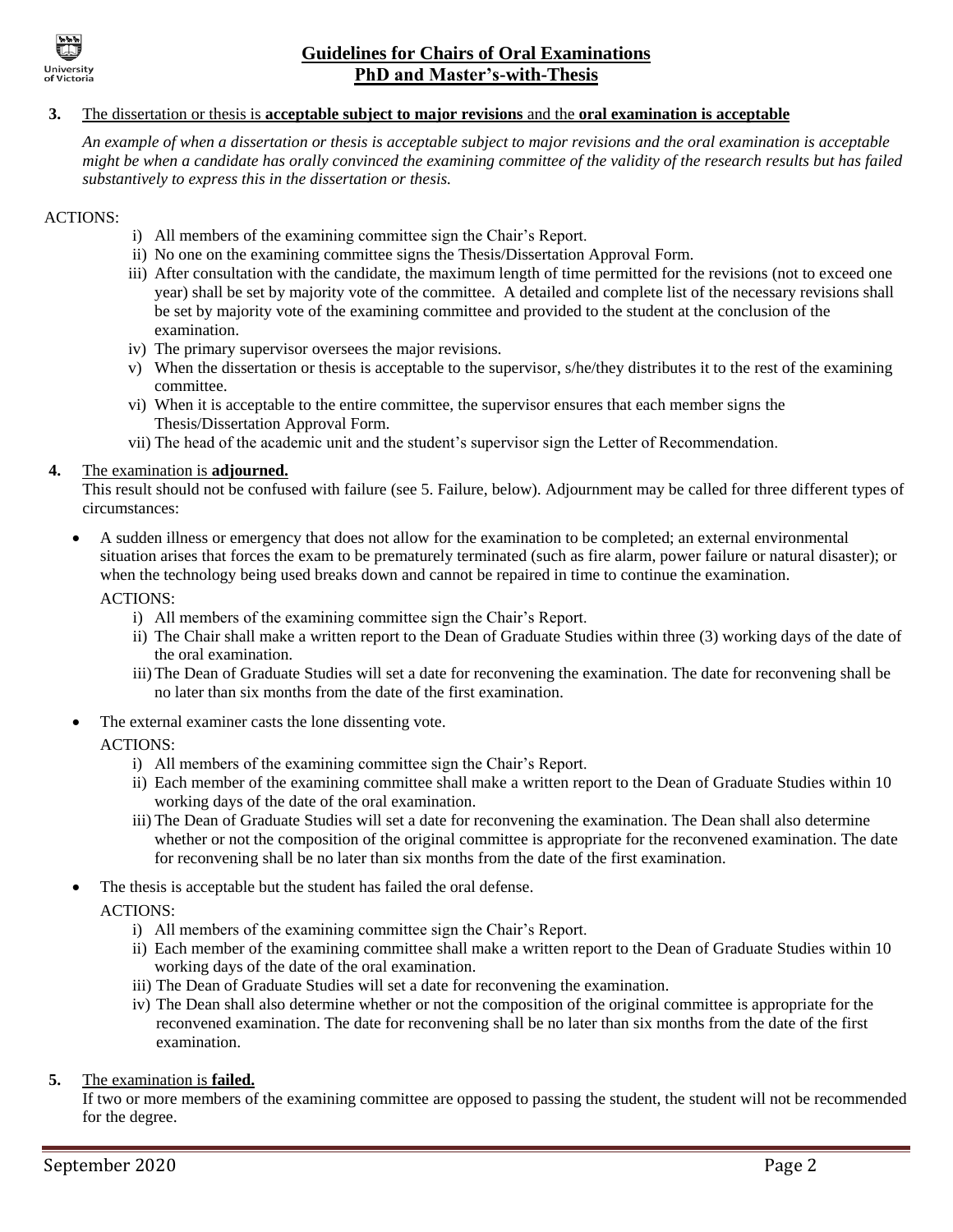**3.** The dissertation or thesis is **acceptable subject to major revisions** and the **oral examination is acceptable**

*An example of when a dissertation or thesis is acceptable subject to major revisions and the oral examination is acceptable might be when a candidate has orally convinced the examining committee of the validity of the research results but has failed substantively to express this in the dissertation or thesis.*

ACTIONS:

i) All members of the examining committee sign the Chair's Report.
ii) No one on the examining committee signs the Thesis/Dissertation Approval Form.
iii) After consultation with the candidate, the maximum length of time permitted for the revisions (not to exceed one year) shall be set by majority vote of the committee. A detailed and complete list of the necessary revisions shall be set by majority vote of the examining committee and provided to the student at the conclusion of the examination.
iv) The primary supervisor oversees the major revisions.
v) When the dissertation or thesis is acceptable to the supervisor, s/he/they distributes it to the rest of the examining committee.
vi) When it is acceptable to the entire committee, the supervisor ensures that each member signs the Thesis/Dissertation Approval Form.
vii) The head of the academic unit and the student's supervisor sign the Letter of Recommendation.

**4.** The examination is **adjourned.**

This result should not be confused with failure (see 5. Failure, below). Adjournment may be called for three different types of circumstances:

- A sudden illness or emergency that does not allow for the examination to be completed; an external environmental situation arises that forces the exam to be prematurely terminated (such as fire alarm, power failure or natural disaster); or when the technology being used breaks down and cannot be repaired in time to continue the examination.

  ACTIONS:

  i) All members of the examining committee sign the Chair's Report.
  ii) The Chair shall make a written report to the Dean of Graduate Studies within three (3) working days of the date of the oral examination.
  iii) The Dean of Graduate Studies will set a date for reconvening the examination. The date for reconvening shall be no later than six months from the date of the first examination.

- The external examiner casts the lone dissenting vote.

  ACTIONS:

  i) All members of the examining committee sign the Chair's Report.
  ii) Each member of the examining committee shall make a written report to the Dean of Graduate Studies within 10 working days of the date of the oral examination.
  iii) The Dean of Graduate Studies will set a date for reconvening the examination. The Dean shall also determine whether or not the composition of the original committee is appropriate for the reconvened examination. The date for reconvening shall be no later than six months from the date of the first examination.

- The thesis is acceptable but the student has failed the oral defense.

  ACTIONS:

  i) All members of the examining committee sign the Chair's Report.
  ii) Each member of the examining committee shall make a written report to the Dean of Graduate Studies within 10 working days of the date of the oral examination.
  iii) The Dean of Graduate Studies will set a date for reconvening the examination.
  iv) The Dean shall also determine whether or not the composition of the original committee is appropriate for the reconvened examination. The date for reconvening shall be no later than six months from the date of the first examination.

**5.** The examination is **failed.**

If two or more members of the examining committee are opposed to passing the student, the student will not be recommended for the degree.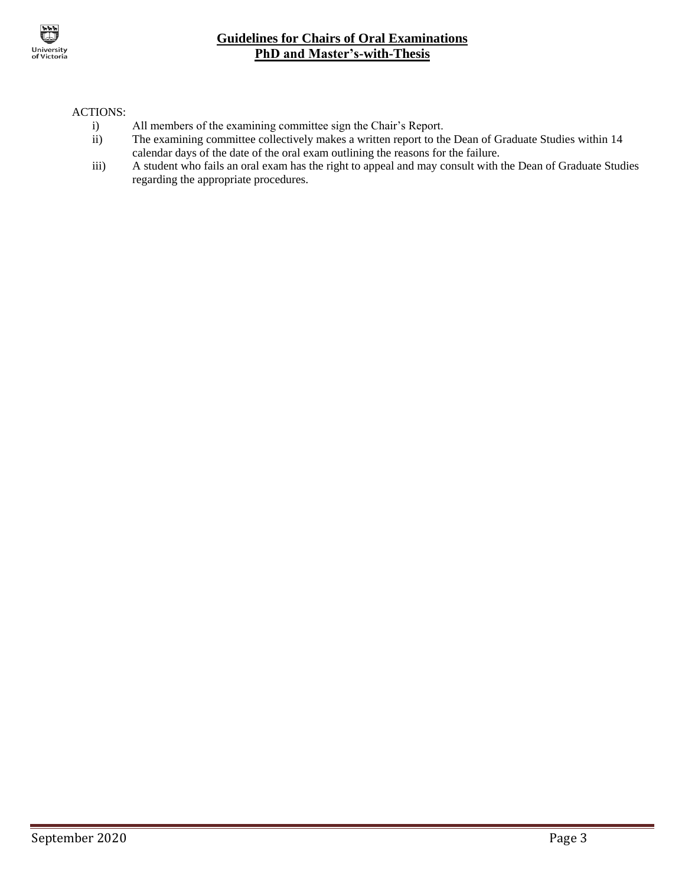ACTIONS:

i) All members of the examining committee sign the Chair's Report.

ii) The examining committee collectively makes a written report to the Dean of Graduate Studies within 14 calendar days of the date of the oral exam outlining the reasons for the failure.

iii) A student who fails an oral exam has the right to appeal and may consult with the Dean of Graduate Studies regarding the appropriate procedures.